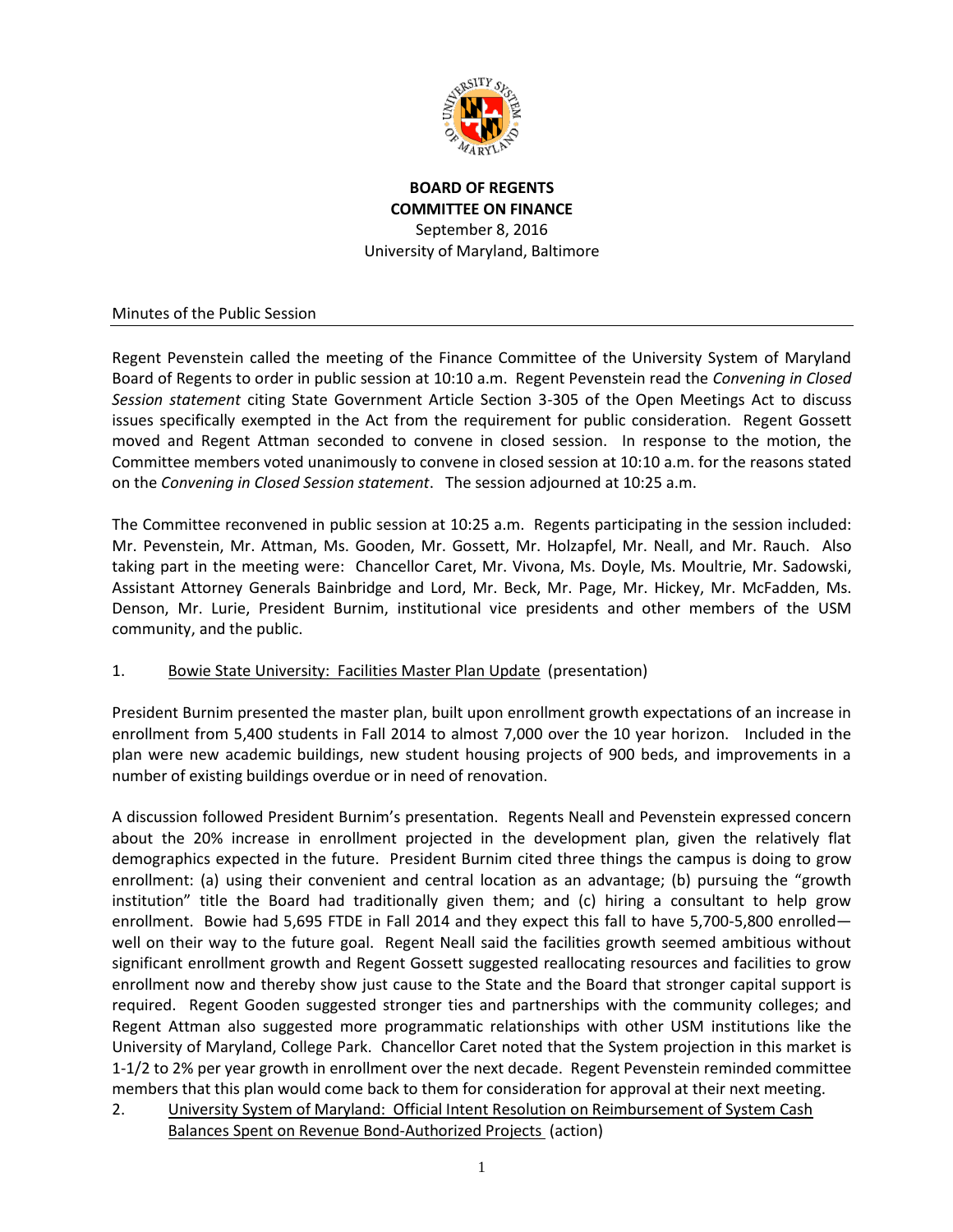**BOARD OF REGENTS**
**COMMITTEE ON FINANCE**
September 8, 2016
University of Maryland, Baltimore

Minutes of the Public Session

Regent Pevenstein called the meeting of the Finance Committee of the University System of Maryland Board of Regents to order in public session at 10:10 a.m. Regent Pevenstein read the *Convening in Closed Session statement* citing State Government Article Section 3-305 of the Open Meetings Act to discuss issues specifically exempted in the Act from the requirement for public consideration. Regent Gossett moved and Regent Attman seconded to convene in closed session. In response to the motion, the Committee members voted unanimously to convene in closed session at 10:10 a.m. for the reasons stated on the *Convening in Closed Session statement*. The session adjourned at 10:25 a.m.

The Committee reconvened in public session at 10:25 a.m. Regents participating in the session included: Mr. Pevenstein, Mr. Attman, Ms. Gooden, Mr. Gossett, Mr. Holzapfel, Mr. Neall, and Mr. Rauch. Also taking part in the meeting were: Chancellor Caret, Mr. Vivona, Ms. Doyle, Ms. Moultrie, Mr. Sadowski, Assistant Attorney Generals Bainbridge and Lord, Mr. Beck, Mr. Page, Mr. Hickey, Mr. McFadden, Ms. Denson, Mr. Lurie, President Burnim, institutional vice presidents and other members of the USM community, and the public.

1. Bowie State University: Facilities Master Plan Update (presentation)

President Burnim presented the master plan, built upon enrollment growth expectations of an increase in enrollment from 5,400 students in Fall 2014 to almost 7,000 over the 10 year horizon. Included in the plan were new academic buildings, new student housing projects of 900 beds, and improvements in a number of existing buildings overdue or in need of renovation.

A discussion followed President Burnim's presentation. Regents Neall and Pevenstein expressed concern about the 20% increase in enrollment projected in the development plan, given the relatively flat demographics expected in the future. President Burnim cited three things the campus is doing to grow enrollment: (a) using their convenient and central location as an advantage; (b) pursuing the "growth institution" title the Board had traditionally given them; and (c) hiring a consultant to help grow enrollment. Bowie had 5,695 FTDE in Fall 2014 and they expect this fall to have 5,700-5,800 enrolled—well on their way to the future goal. Regent Neall said the facilities growth seemed ambitious without significant enrollment growth and Regent Gossett suggested reallocating resources and facilities to grow enrollment now and thereby show just cause to the State and the Board that stronger capital support is required. Regent Gooden suggested stronger ties and partnerships with the community colleges; and Regent Attman also suggested more programmatic relationships with other USM institutions like the University of Maryland, College Park. Chancellor Caret noted that the System projection in this market is 1-1/2 to 2% per year growth in enrollment over the next decade. Regent Pevenstein reminded committee members that this plan would come back to them for consideration for approval at their next meeting.

2. University System of Maryland: Official Intent Resolution on Reimbursement of System Cash Balances Spent on Revenue Bond-Authorized Projects (action)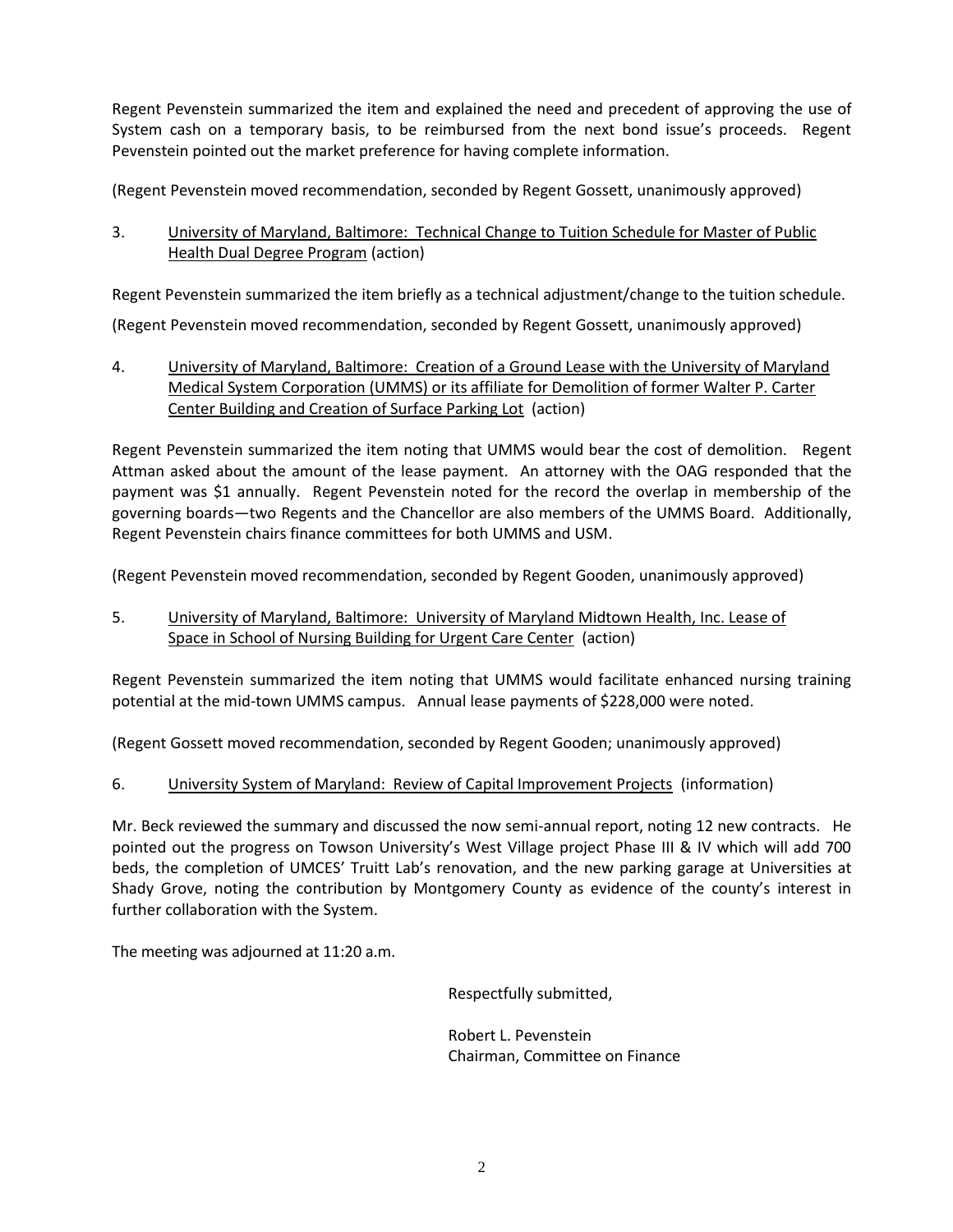Regent Pevenstein summarized the item and explained the need and precedent of approving the use of System cash on a temporary basis, to be reimbursed from the next bond issue's proceeds. Regent Pevenstein pointed out the market preference for having complete information.

(Regent Pevenstein moved recommendation, seconded by Regent Gossett, unanimously approved)

3. University of Maryland, Baltimore: Technical Change to Tuition Schedule for Master of Public Health Dual Degree Program (action)

Regent Pevenstein summarized the item briefly as a technical adjustment/change to the tuition schedule.

(Regent Pevenstein moved recommendation, seconded by Regent Gossett, unanimously approved)

4. University of Maryland, Baltimore: Creation of a Ground Lease with the University of Maryland Medical System Corporation (UMMS) or its affiliate for Demolition of former Walter P. Carter Center Building and Creation of Surface Parking Lot (action)

Regent Pevenstein summarized the item noting that UMMS would bear the cost of demolition. Regent Attman asked about the amount of the lease payment. An attorney with the OAG responded that the payment was $1 annually. Regent Pevenstein noted for the record the overlap in membership of the governing boards—two Regents and the Chancellor are also members of the UMMS Board. Additionally, Regent Pevenstein chairs finance committees for both UMMS and USM.

(Regent Pevenstein moved recommendation, seconded by Regent Gooden, unanimously approved)

5. University of Maryland, Baltimore: University of Maryland Midtown Health, Inc. Lease of Space in School of Nursing Building for Urgent Care Center (action)

Regent Pevenstein summarized the item noting that UMMS would facilitate enhanced nursing training potential at the mid-town UMMS campus. Annual lease payments of $228,000 were noted.

(Regent Gossett moved recommendation, seconded by Regent Gooden; unanimously approved)

6. University System of Maryland: Review of Capital Improvement Projects (information)

Mr. Beck reviewed the summary and discussed the now semi-annual report, noting 12 new contracts. He pointed out the progress on Towson University's West Village project Phase III & IV which will add 700 beds, the completion of UMCES' Truitt Lab's renovation, and the new parking garage at Universities at Shady Grove, noting the contribution by Montgomery County as evidence of the county's interest in further collaboration with the System.

The meeting was adjourned at 11:20 a.m.

Respectfully submitted,

Robert L. Pevenstein
Chairman, Committee on Finance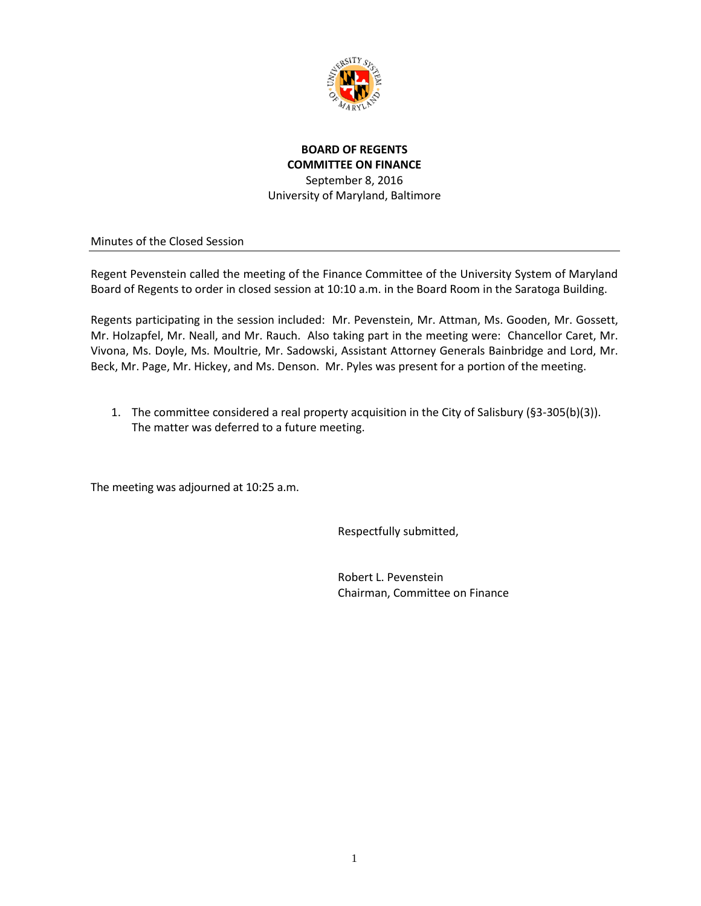**BOARD OF REGENTS**
**COMMITTEE ON FINANCE**
September 8, 2016
University of Maryland, Baltimore

Minutes of the Closed Session

---

Regent Pevenstein called the meeting of the Finance Committee of the University System of Maryland Board of Regents to order in closed session at 10:10 a.m. in the Board Room in the Saratoga Building.

Regents participating in the session included: Mr. Pevenstein, Mr. Attman, Ms. Gooden, Mr. Gossett, Mr. Holzapfel, Mr. Neall, and Mr. Rauch. Also taking part in the meeting were: Chancellor Caret, Mr. Vivona, Ms. Doyle, Ms. Moultrie, Mr. Sadowski, Assistant Attorney Generals Bainbridge and Lord, Mr. Beck, Mr. Page, Mr. Hickey, and Ms. Denson. Mr. Pyles was present for a portion of the meeting.

1. The committee considered a real property acquisition in the City of Salisbury (§3-305(b)(3)). The matter was deferred to a future meeting.

The meeting was adjourned at 10:25 a.m.

Respectfully submitted,

Robert L. Pevenstein
Chairman, Committee on Finance